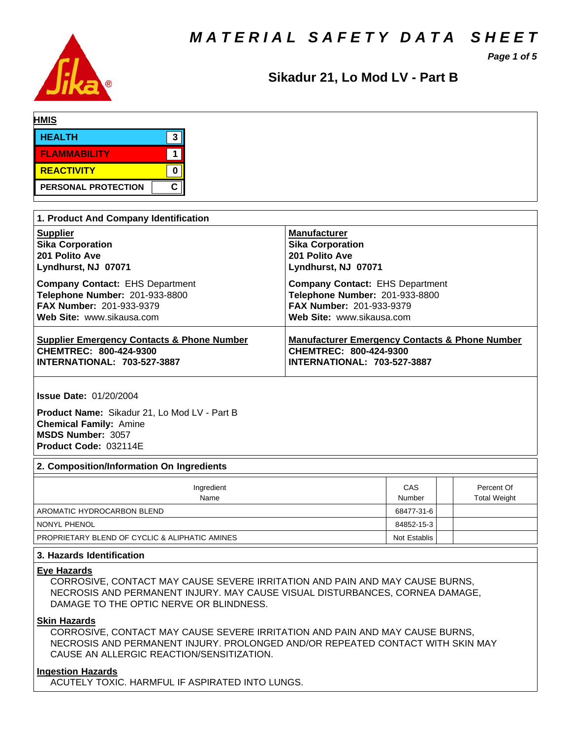# MATERIAL SAFETY DATA SHEET

## Sikadur 21, Lo Mod LV - Part B

**HMIS**

| | |
|---|---|
| HEALTH | 3 |
| FLAMMABILITY | 1 |
| REACTIVITY | 0 |
| PERSONAL PROTECTION | C |

### 1. Product And Company Identification

**Supplier**
**Sika Corporation**
**201 Polito Ave**
**Lyndhurst, NJ 07071**

**Company Contact:** EHS Department
**Telephone Number:** 201-933-8800
**FAX Number:** 201-933-9379
**Web Site:** www.sikausa.com

**Manufacturer**
**Sika Corporation**
**201 Polito Ave**
**Lyndhurst, NJ 07071**

**Company Contact:** EHS Department
**Telephone Number:** 201-933-8800
**FAX Number:** 201-933-9379
**Web Site:** www.sikausa.com

**Supplier Emergency Contacts & Phone Number**
**CHEMTREC: 800-424-9300**
**INTERNATIONAL: 703-527-3887**

**Manufacturer Emergency Contacts & Phone Number**
**CHEMTREC: 800-424-9300**
**INTERNATIONAL: 703-527-3887**

**Issue Date:** 01/20/2004

**Product Name:** Sikadur 21, Lo Mod LV - Part B
**Chemical Family:** Amine
**MSDS Number:** 3057
**Product Code:** 032114E

### 2. Composition/Information On Ingredients

| Ingredient Name | CAS Number | | Percent Of Total Weight |
|---|---|---|---|
| AROMATIC HYDROCARBON BLEND | 68477-31-6 | | |
| NONYL PHENOL | 84852-15-3 | | |
| PROPRIETARY BLEND OF CYCLIC & ALIPHATIC AMINES | Not Establis | | |

### 3. Hazards Identification

**Eye Hazards**

CORROSIVE, CONTACT MAY CAUSE SEVERE IRRITATION AND PAIN AND MAY CAUSE BURNS, NECROSIS AND PERMANENT INJURY. MAY CAUSE VISUAL DISTURBANCES, CORNEA DAMAGE, DAMAGE TO THE OPTIC NERVE OR BLINDNESS.

**Skin Hazards**

CORROSIVE, CONTACT MAY CAUSE SEVERE IRRITATION AND PAIN AND MAY CAUSE BURNS, NECROSIS AND PERMANENT INJURY. PROLONGED AND/OR REPEATED CONTACT WITH SKIN MAY CAUSE AN ALLERGIC REACTION/SENSITIZATION.

**Ingestion Hazards**

ACUTELY TOXIC. HARMFUL IF ASPIRATED INTO LUNGS.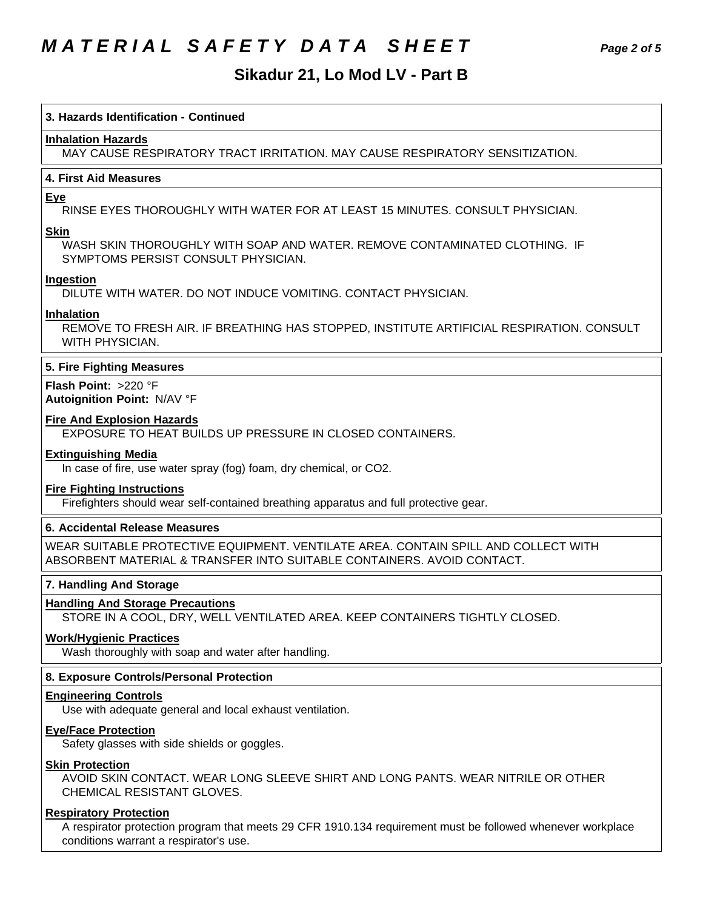# MATERIAL SAFETY DATA SHEET

## Sikadur 21, Lo Mod LV - Part B

### 3. Hazards Identification - Continued

**Inhalation Hazards**

MAY CAUSE RESPIRATORY TRACT IRRITATION. MAY CAUSE RESPIRATORY SENSITIZATION.

### 4. First Aid Measures

**Eye**

RINSE EYES THOROUGHLY WITH WATER FOR AT LEAST 15 MINUTES. CONSULT PHYSICIAN.

**Skin**

WASH SKIN THOROUGHLY WITH SOAP AND WATER. REMOVE CONTAMINATED CLOTHING. IF SYMPTOMS PERSIST CONSULT PHYSICIAN.

**Ingestion**

DILUTE WITH WATER. DO NOT INDUCE VOMITING. CONTACT PHYSICIAN.

**Inhalation**

REMOVE TO FRESH AIR. IF BREATHING HAS STOPPED, INSTITUTE ARTIFICIAL RESPIRATION. CONSULT WITH PHYSICIAN.

### 5. Fire Fighting Measures

**Flash Point:** >220 °F
**Autoignition Point:** N/AV °F

**Fire And Explosion Hazards**

EXPOSURE TO HEAT BUILDS UP PRESSURE IN CLOSED CONTAINERS.

**Extinguishing Media**

In case of fire, use water spray (fog) foam, dry chemical, or $CO_2$.

**Fire Fighting Instructions**

Firefighters should wear self-contained breathing apparatus and full protective gear.

### 6. Accidental Release Measures

WEAR SUITABLE PROTECTIVE EQUIPMENT. VENTILATE AREA. CONTAIN SPILL AND COLLECT WITH ABSORBENT MATERIAL & TRANSFER INTO SUITABLE CONTAINERS. AVOID CONTACT.

### 7. Handling And Storage

**Handling And Storage Precautions**

STORE IN A COOL, DRY, WELL VENTILATED AREA. KEEP CONTAINERS TIGHTLY CLOSED.

**Work/Hygienic Practices**

Wash thoroughly with soap and water after handling.

### 8. Exposure Controls/Personal Protection

**Engineering Controls**

Use with adequate general and local exhaust ventilation.

**Eye/Face Protection**

Safety glasses with side shields or goggles.

**Skin Protection**

AVOID SKIN CONTACT. WEAR LONG SLEEVE SHIRT AND LONG PANTS. WEAR NITRILE OR OTHER CHEMICAL RESISTANT GLOVES.

**Respiratory Protection**

A respirator protection program that meets 29 CFR 1910.134 requirement must be followed whenever workplace conditions warrant a respirator's use.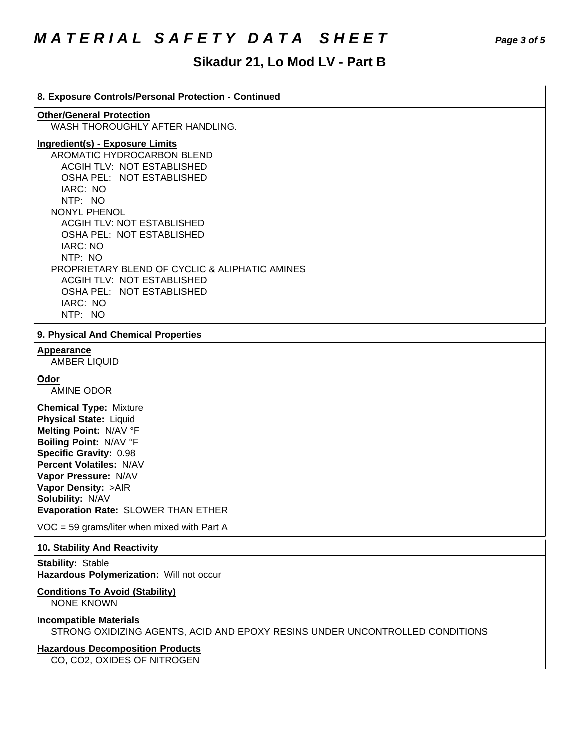## 8. Exposure Controls/Personal Protection - Continued

**Other/General Protection**

WASH THOROUGHLY AFTER HANDLING.

**Ingredient(s) - Exposure Limits**

AROMATIC HYDROCARBON BLEND
- ACGIH TLV: NOT ESTABLISHED
- OSHA PEL: NOT ESTABLISHED
- IARC: NO
- NTP: NO

NONYL PHENOL
- ACGIH TLV: NOT ESTABLISHED
- OSHA PEL: NOT ESTABLISHED
- IARC: NO
- NTP: NO

PROPRIETARY BLEND OF CYCLIC & ALIPHATIC AMINES
- ACGIH TLV: NOT ESTABLISHED
- OSHA PEL: NOT ESTABLISHED
- IARC: NO
- NTP: NO

## 9. Physical And Chemical Properties

**Appearance**

AMBER LIQUID

**Odor**

AMINE ODOR

**Chemical Type:** Mixture
**Physical State:** Liquid
**Melting Point:** N/AV °F
**Boiling Point:** N/AV °F
**Specific Gravity:** 0.98
**Percent Volatiles:** N/AV
**Vapor Pressure:** N/AV
**Vapor Density:** >AIR
**Solubility:** N/AV
**Evaporation Rate:** SLOWER THAN ETHER

VOC = 59 grams/liter when mixed with Part A

## 10. Stability And Reactivity

**Stability:** Stable
**Hazardous Polymerization:** Will not occur

**Conditions To Avoid (Stability)**

NONE KNOWN

**Incompatible Materials**

STRONG OXIDIZING AGENTS, ACID AND EPOXY RESINS UNDER UNCONTROLLED CONDITIONS

**Hazardous Decomposition Products**

CO, $CO_2$, OXIDES OF NITROGEN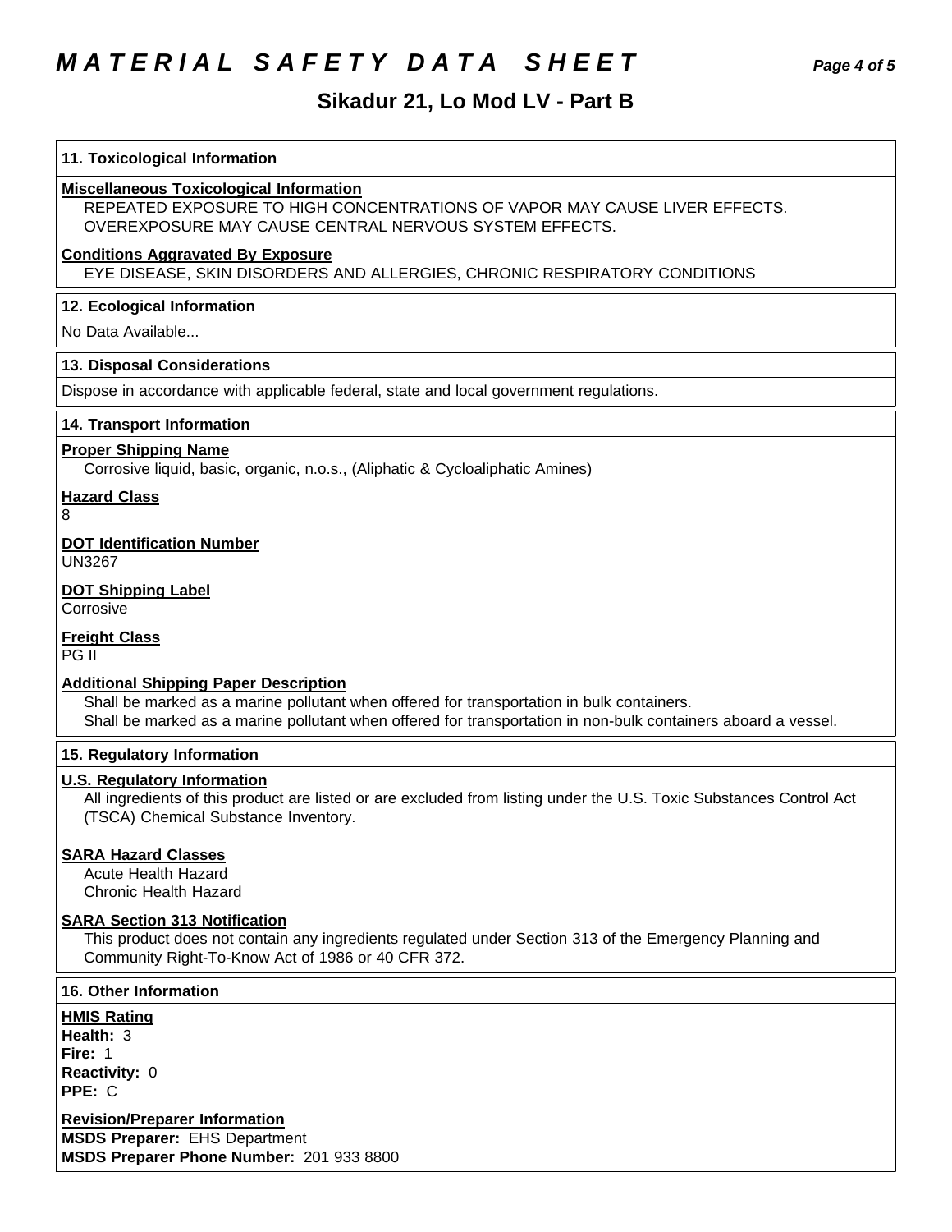# MATERIAL SAFETY DATA SHEET

## Sikadur 21, Lo Mod LV - Part B

### 11. Toxicological Information

**Miscellaneous Toxicological Information**

REPEATED EXPOSURE TO HIGH CONCENTRATIONS OF VAPOR MAY CAUSE LIVER EFFECTS. OVEREXPOSURE MAY CAUSE CENTRAL NERVOUS SYSTEM EFFECTS.

**Conditions Aggravated By Exposure**

EYE DISEASE, SKIN DISORDERS AND ALLERGIES, CHRONIC RESPIRATORY CONDITIONS

### 12. Ecological Information

No Data Available...

### 13. Disposal Considerations

Dispose in accordance with applicable federal, state and local government regulations.

### 14. Transport Information

**Proper Shipping Name**

Corrosive liquid, basic, organic, n.o.s., (Aliphatic & Cycloaliphatic Amines)

**Hazard Class**

8

**DOT Identification Number**

UN3267

**DOT Shipping Label**

Corrosive

**Freight Class**

PG II

**Additional Shipping Paper Description**

Shall be marked as a marine pollutant when offered for transportation in bulk containers.
Shall be marked as a marine pollutant when offered for transportation in non-bulk containers aboard a vessel.

### 15. Regulatory Information

**U.S. Regulatory Information**

All ingredients of this product are listed or are excluded from listing under the U.S. Toxic Substances Control Act (TSCA) Chemical Substance Inventory.

**SARA Hazard Classes**

Acute Health Hazard
Chronic Health Hazard

**SARA Section 313 Notification**

This product does not contain any ingredients regulated under Section 313 of the Emergency Planning and Community Right-To-Know Act of 1986 or 40 CFR 372.

### 16. Other Information

**HMIS Rating**

**Health:** 3
**Fire:** 1
**Reactivity:** 0
**PPE:** C

**Revision/Preparer Information**

**MSDS Preparer:** EHS Department
**MSDS Preparer Phone Number:** 201 933 8800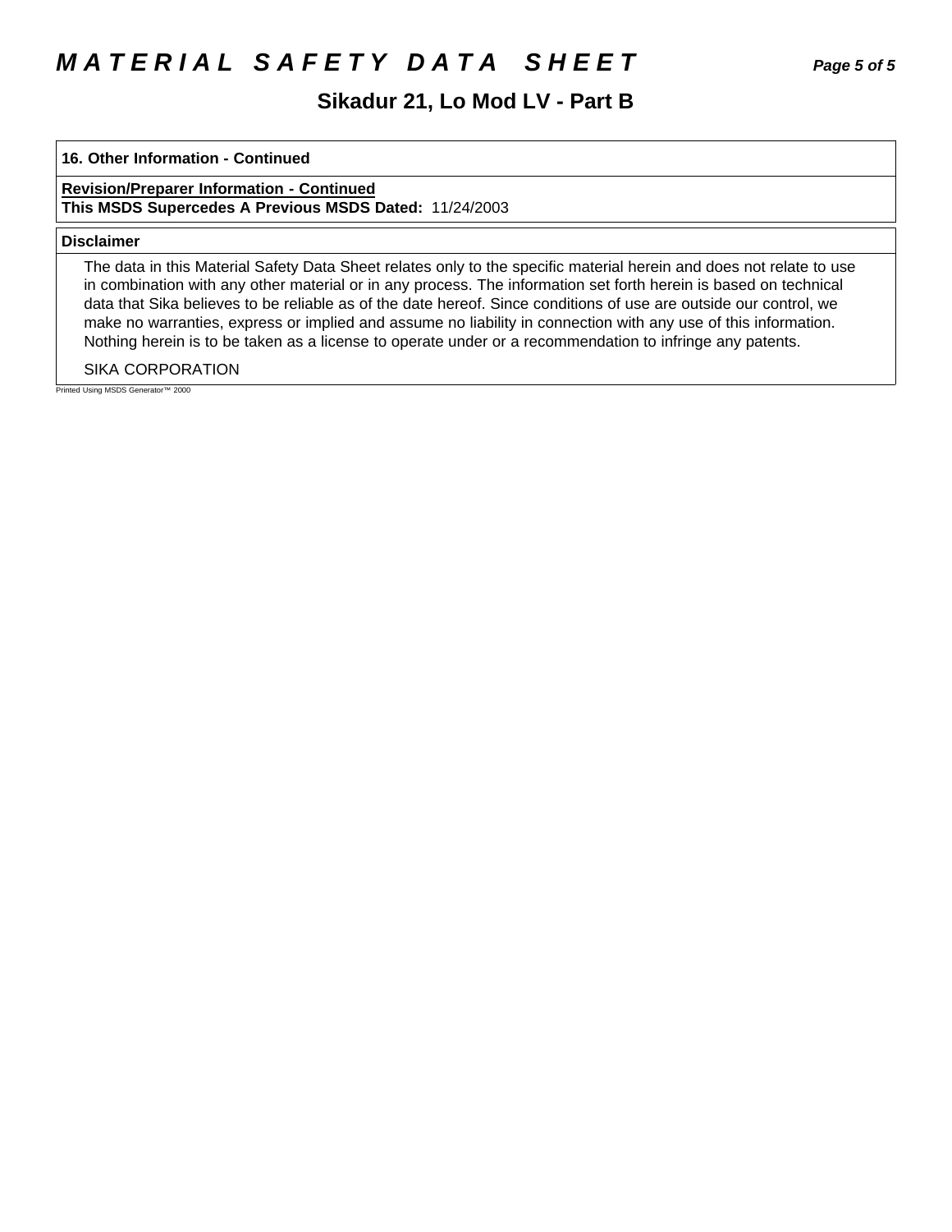# M A T E R I A L   S A F E T Y   D A T A   S H E E T

## Sikadur 21, Lo Mod LV - Part B

**16. Other Information - Continued**

**Revision/Preparer Information - Continued**

**This MSDS Supercedes A Previous MSDS Dated:** 11/24/2003

**Disclaimer**

The data in this Material Safety Data Sheet relates only to the specific material herein and does not relate to use in combination with any other material or in any process. The information set forth herein is based on technical data that Sika believes to be reliable as of the date hereof. Since conditions of use are outside our control, we make no warranties, express or implied and assume no liability in connection with any use of this information. Nothing herein is to be taken as a license to operate under or a recommendation to infringe any patents.

SIKA CORPORATION

Printed Using MSDS Generator™ 2000